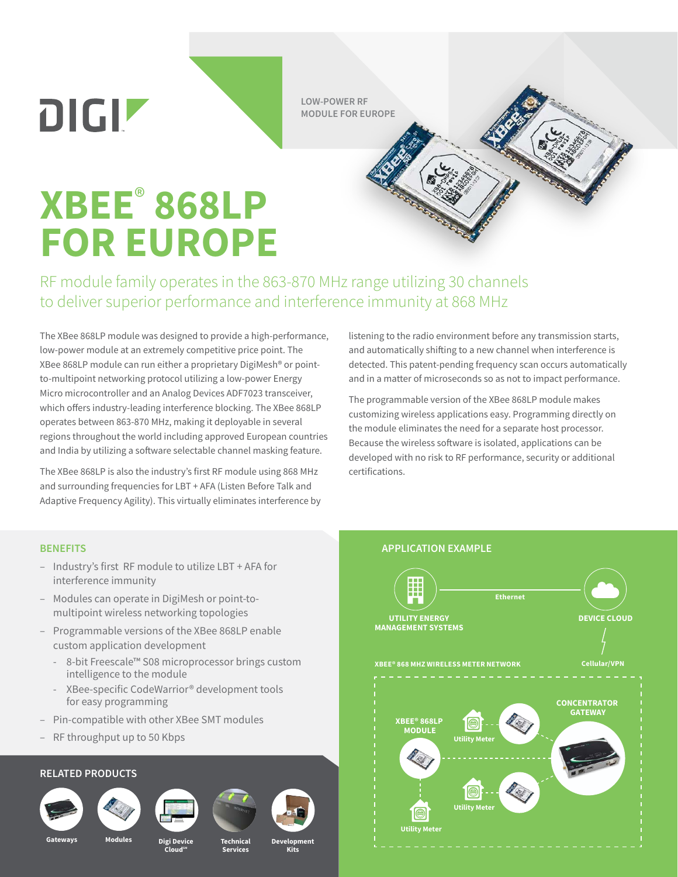DIGI

LOW-POWER RF MODULE FOR EUROPE

# XBEE® 868LP FOR EUROPE

## RF module family operates in the 863-870 MHz range utilizing 30 channels to deliver superior performance and interference immunity at 868 MHz

The XBee 868LP module was designed to provide a high-performance, low-power module at an extremely competitive price point. The XBee 868LP module can run either a proprietary DigiMesh® or point-to-multipoint networking protocol utilizing a low-power Energy Micro microcontroller and an Analog Devices ADF7023 transceiver, which offers industry-leading interference blocking. The XBee 868LP operates between 863-870 MHz, making it deployable in several regions throughout the world including approved European countries and India by utilizing a software selectable channel masking feature.

The XBee 868LP is also the industry's first RF module using 868 MHz and surrounding frequencies for LBT + AFA (Listen Before Talk and Adaptive Frequency Agility). This virtually eliminates interference by listening to the radio environment before any transmission starts, and automatically shifting to a new channel when interference is detected. This patent-pending frequency scan occurs automatically and in a matter of microseconds so as not to impact performance.

The programmable version of the XBee 868LP module makes customizing wireless applications easy. Programming directly on the module eliminates the need for a separate host processor. Because the wireless software is isolated, applications can be developed with no risk to RF performance, security or additional certifications.

### BENEFITS

- Industry's first RF module to utilize LBT + AFA for interference immunity
- Modules can operate in DigiMesh or point-to-multipoint wireless networking topologies
- Programmable versions of the XBee 868LP enable custom application development
  - 8-bit Freescale™ S08 microprocessor brings custom intelligence to the module
  - XBee-specific CodeWarrior® development tools for easy programming
- Pin-compatible with other XBee SMT modules
- RF throughput up to 50 Kbps

### RELATED PRODUCTS

Gateways | Modules | Digi Device Cloud℠ | Technical Services | Development Kits

### APPLICATION EXAMPLE

UTILITY ENERGY MANAGEMENT SYSTEMS — Ethernet — DEVICE CLOUD

Cellular/VPN

XBEE® 868 MHZ WIRELESS METER NETWORK

XBEE® 868LP MODULE

Utility Meter

Utility Meter

Utility Meter

CONCENTRATOR GATEWAY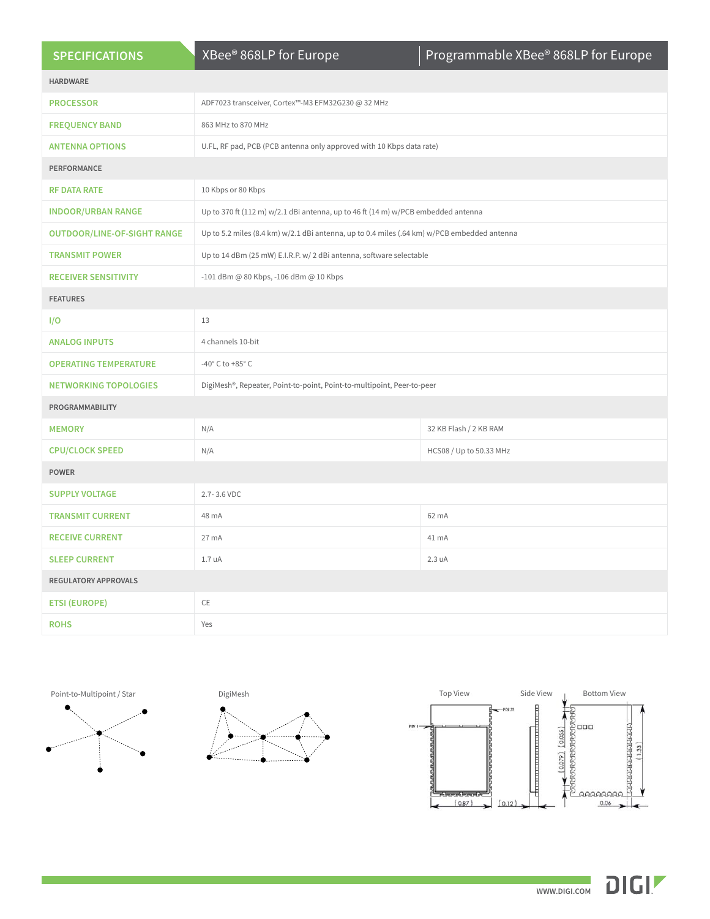| SPECIFICATIONS | XBee® 868LP for Europe | Programmable XBee® 868LP for Europe |
|---|---|---|
| **HARDWARE** | | |
| PROCESSOR | ADF7023 transceiver, Cortex™-M3 EFM32G230 @ 32 MHz | |
| FREQUENCY BAND | 863 MHz to 870 MHz | |
| ANTENNA OPTIONS | U.FL, RF pad, PCB (PCB antenna only approved with 10 Kbps data rate) | |
| **PERFORMANCE** | | |
| RF DATA RATE | 10 Kbps or 80 Kbps | |
| INDOOR/URBAN RANGE | Up to 370 ft (112 m) w/2.1 dBi antenna, up to 46 ft (14 m) w/PCB embedded antenna | |
| OUTDOOR/LINE-OF-SIGHT RANGE | Up to 5.2 miles (8.4 km) w/2.1 dBi antenna, up to 0.4 miles (.64 km) w/PCB embedded antenna | |
| TRANSMIT POWER | Up to 14 dBm (25 mW) E.I.R.P. w/ 2 dBi antenna, software selectable | |
| RECEIVER SENSITIVITY | -101 dBm @ 80 Kbps, -106 dBm @ 10 Kbps | |
| **FEATURES** | | |
| I/O | 13 | |
| ANALOG INPUTS | 4 channels 10-bit | |
| OPERATING TEMPERATURE | -40° C to +85° C | |
| NETWORKING TOPOLOGIES | DigiMesh®, Repeater, Point-to-point, Point-to-multipoint, Peer-to-peer | |
| **PROGRAMMABILITY** | | |
| MEMORY | N/A | 32 KB Flash / 2 KB RAM |
| CPU/CLOCK SPEED | N/A | HCS08 / Up to 50.33 MHz |
| **POWER** | | |
| SUPPLY VOLTAGE | 2.7- 3.6 VDC | |
| TRANSMIT CURRENT | 48 mA | 62 mA |
| RECEIVE CURRENT | 27 mA | 41 mA |
| SLEEP CURRENT | 1.7 uA | 2.3 uA |
| **REGULATORY APPROVALS** | | |
| ETSI (EUROPE) | CE | |
| ROHS | Yes | |

Point-to-Multipoint / Star

DigiMesh

Top View | Side View | Bottom View

WWW.DIGI.COM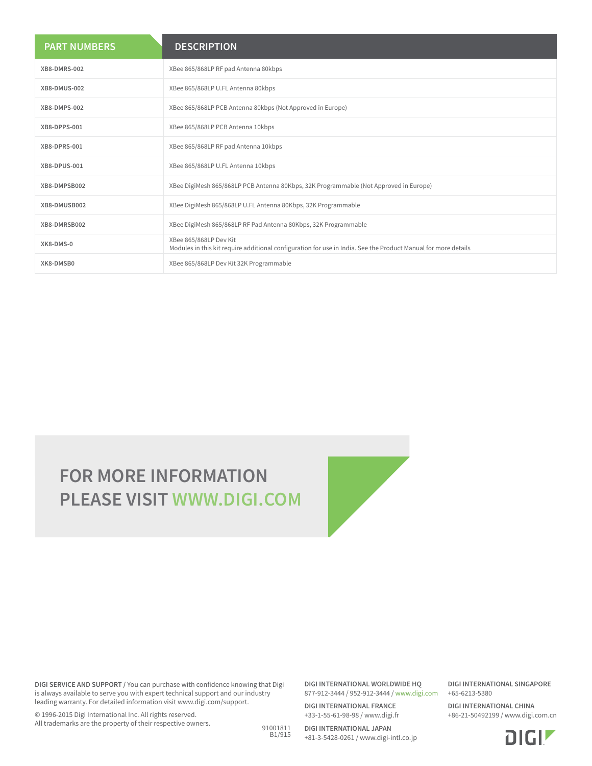| PART NUMBERS | DESCRIPTION |
| --- | --- |
| XB8-DMRS-002 | XBee 865/868LP RF pad Antenna 80kbps |
| XB8-DMUS-002 | XBee 865/868LP U.FL Antenna 80kbps |
| XB8-DMPS-002 | XBee 865/868LP PCB Antenna 80kbps (Not Approved in Europe) |
| XB8-DPPS-001 | XBee 865/868LP PCB Antenna 10kbps |
| XB8-DPRS-001 | XBee 865/868LP RF pad Antenna 10kbps |
| XB8-DPUS-001 | XBee 865/868LP U.FL Antenna 10kbps |
| XB8-DMPSB002 | XBee DigiMesh 865/868LP PCB Antenna 80Kbps, 32K Programmable (Not Approved in Europe) |
| XB8-DMUSB002 | XBee DigiMesh 865/868LP U.FL Antenna 80Kbps, 32K Programmable |
| XB8-DMRSB002 | XBee DigiMesh 865/868LP RF Pad Antenna 80Kbps, 32K Programmable |
| XK8-DMS-0 | XBee 865/868LP Dev Kit<br>Modules in this kit require additional configuration for use in India. See the Product Manual for more details |
| XK8-DMSB0 | XBee 865/868LP Dev Kit 32K Programmable |

## FOR MORE INFORMATION PLEASE VISIT WWW.DIGI.COM

**DIGI SERVICE AND SUPPORT** / You can purchase with confidence knowing that Digi is always available to serve you with expert technical support and our industry leading warranty. For detailed information visit www.digi.com/support.

© 1996-2015 Digi International Inc. All rights reserved.
All trademarks are the property of their respective owners.

91001811
B1/915

**DIGI INTERNATIONAL WORLDWIDE HQ**
877-912-3444 / 952-912-3444 / www.digi.com

**DIGI INTERNATIONAL FRANCE**
+33-1-55-61-98-98 / www.digi.fr

**DIGI INTERNATIONAL JAPAN**
+81-3-5428-0261 / www.digi-intl.co.jp

**DIGI INTERNATIONAL SINGAPORE**
+65-6213-5380

**DIGI INTERNATIONAL CHINA**
+86-21-50492199 / www.digi.com.cn